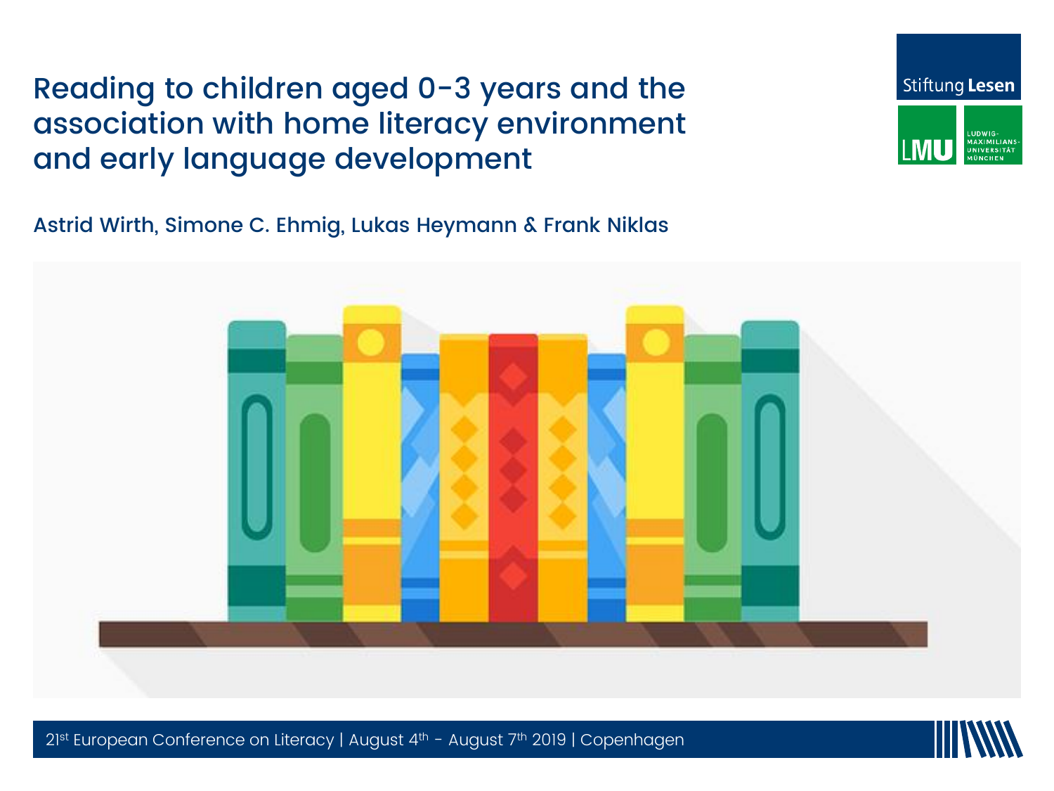# Reading to children aged 0-3 years and the association with home literacy environment and early language development

Stiftung Lesen

LMU LUDWIG-MAXIMILIANS-UNIVERSITÄT MÜNCHEN

Astrid Wirth, Simone C. Ehmig, Lukas Heymann & Frank Niklas

21st European Conference on Literacy | August 4th - August 7th 2019 | Copenhagen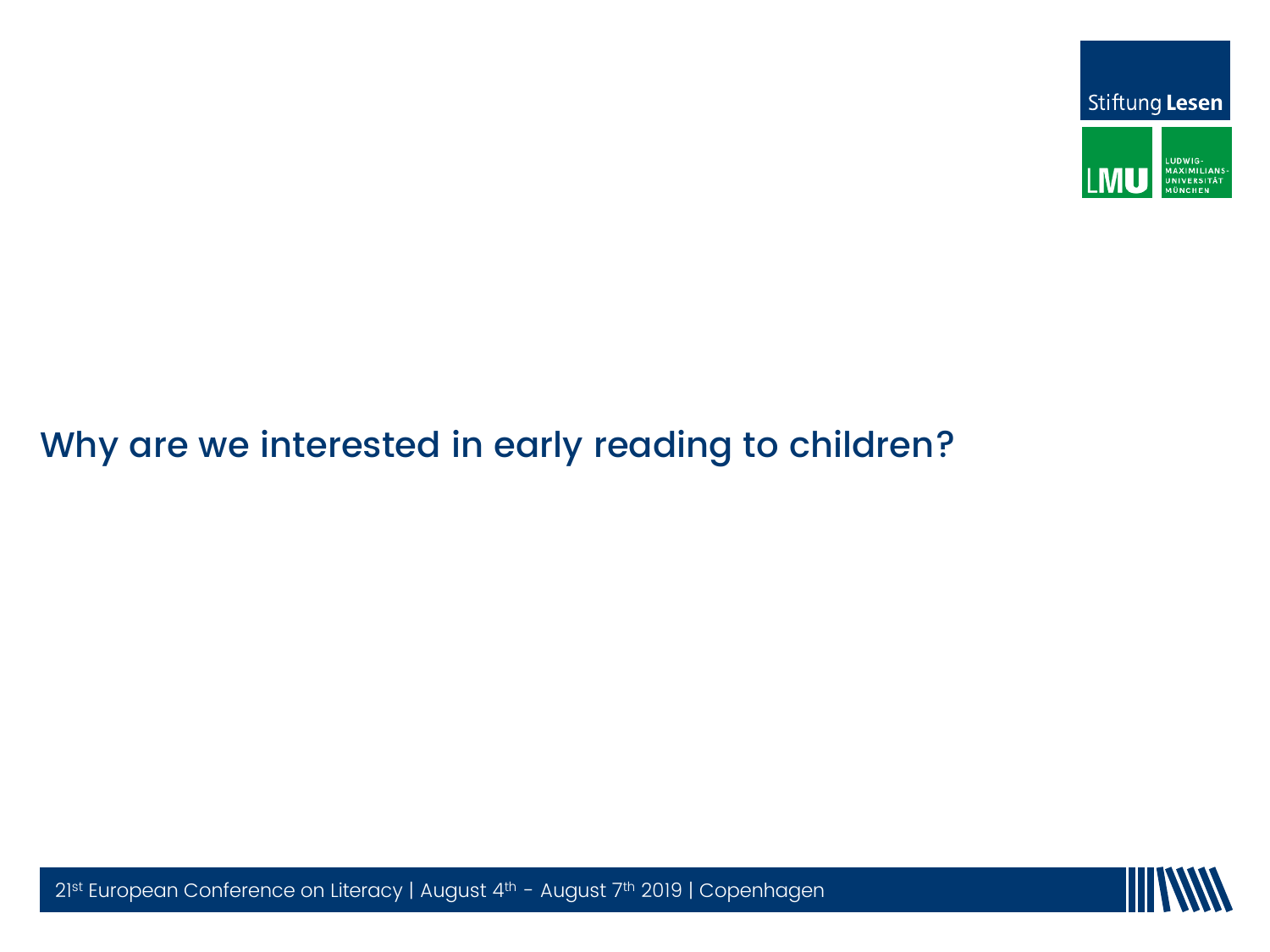# Why are we interested in early reading to children?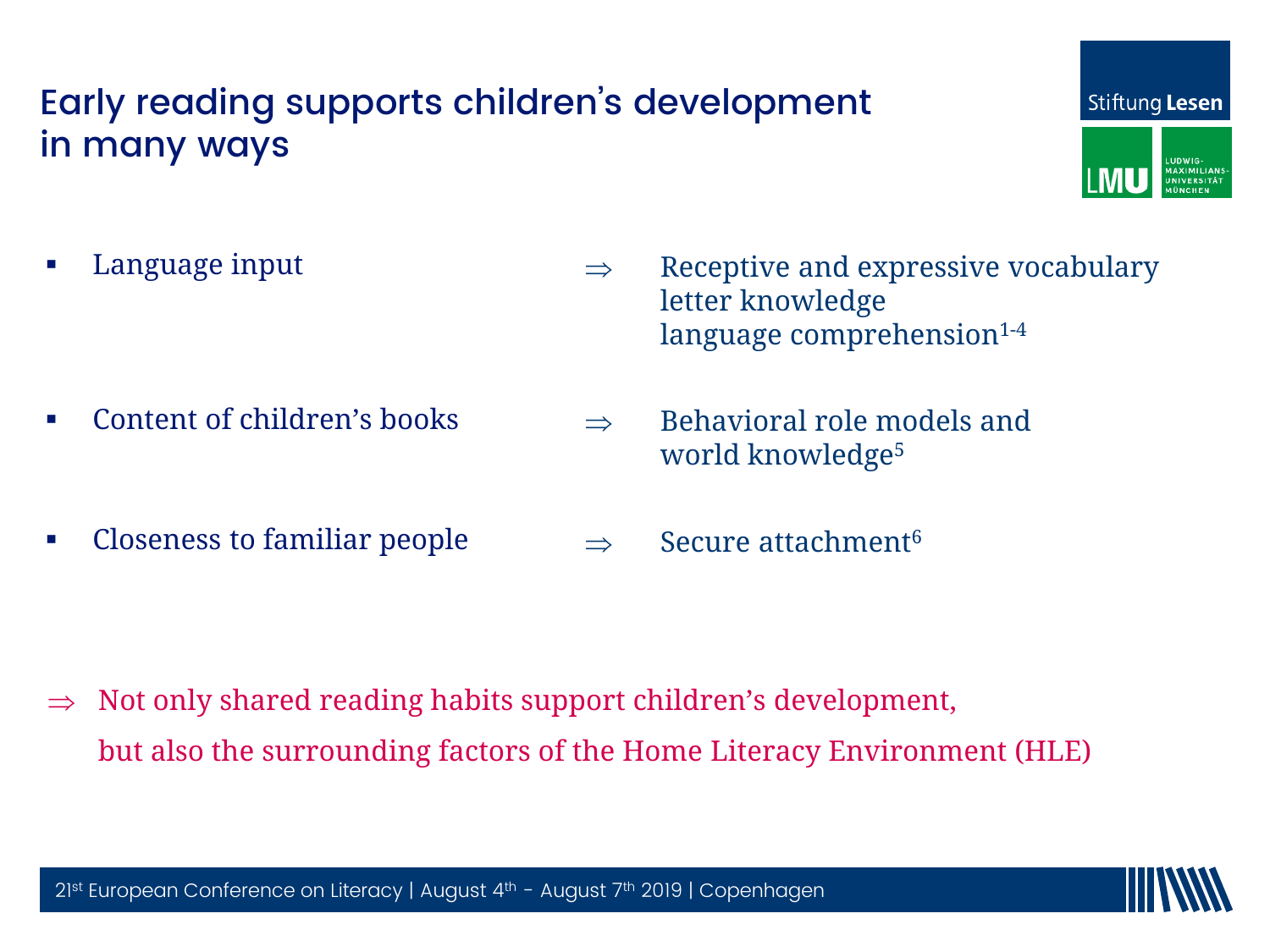# Early reading supports children's development in many ways

- Language input ⇒ Receptive and expressive vocabulary letter knowledge language comprehension[1-4]
- Content of children's books ⇒ Behavioral role models and world knowledge[5]
- Closeness to familiar people ⇒ Secure attachment[6]

⇒ Not only shared reading habits support children's development, but also the surrounding factors of the Home Literacy Environment (HLE)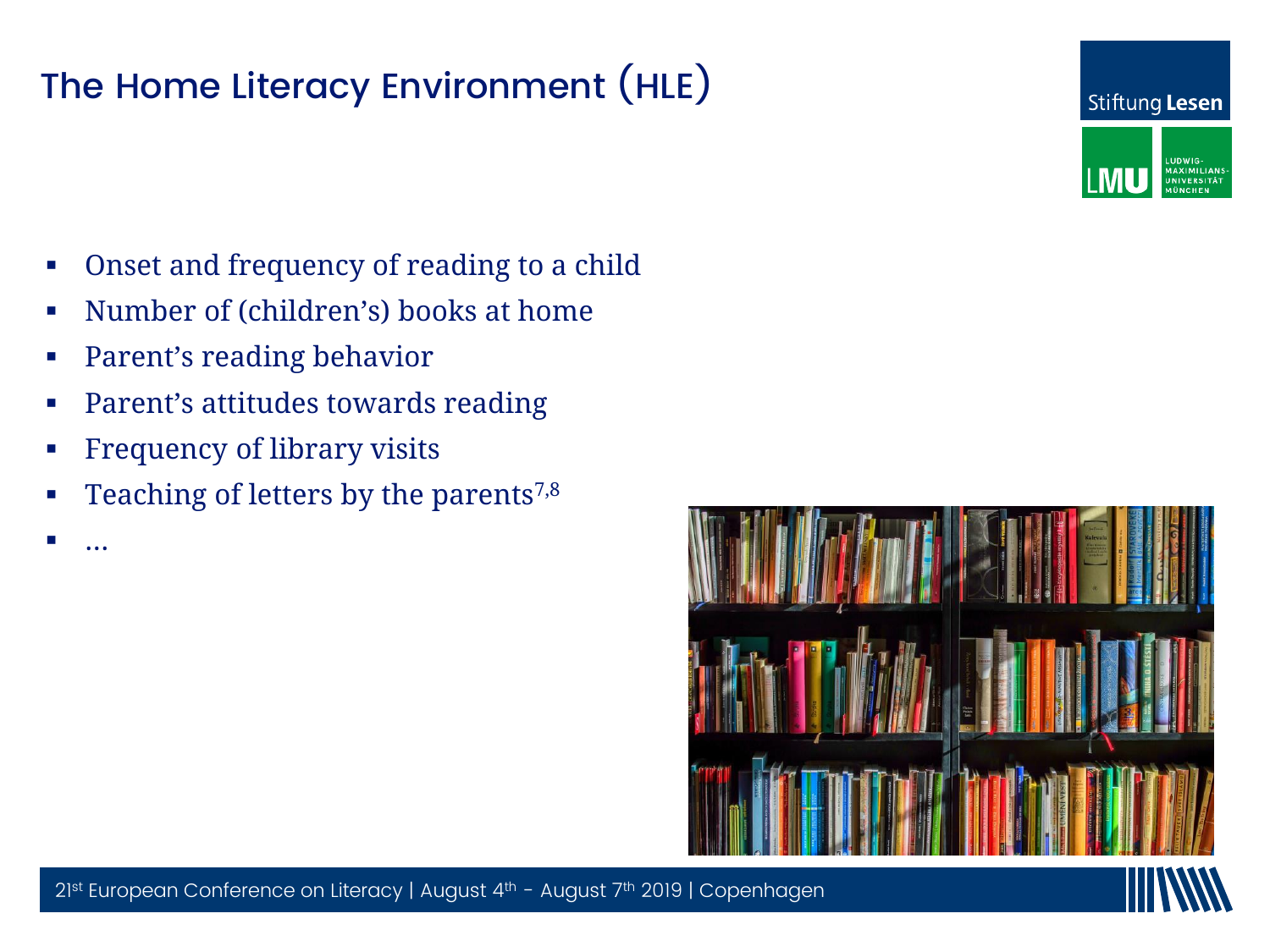# The Home Literacy Environment (HLE)

- Onset and frequency of reading to a child
- Number of (children's) books at home
- Parent's reading behavior
- Parent's attitudes towards reading
- Frequency of library visits
- Teaching of letters by the parents[7,8]
- …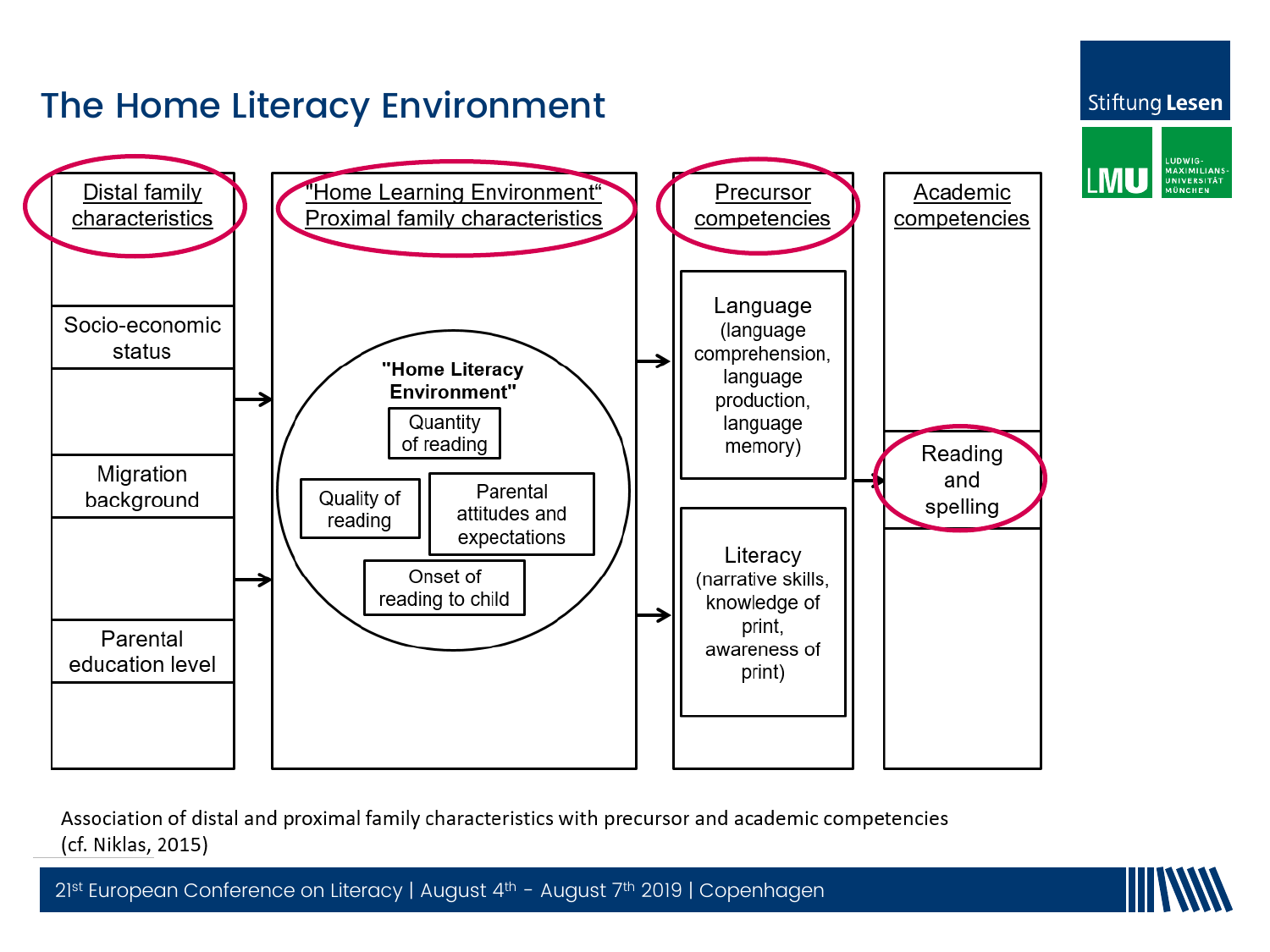# The Home Literacy Environment

**Distal family characteristics**

- Socio-economic status
- Migration background
- Parental education level

→

**"Home Learning Environment" Proximal family characteristics**

**"Home Literacy Environment"**

- Quantity of reading
- Quality of reading
- Parental attitudes and expectations
- Onset of reading to child

→

**Precursor competencies**

- Language (language comprehension, language production, language memory)
- Literacy (narrative skills, knowledge of print, awareness of print)

→

**Academic competencies**

- Reading and spelling

Association of distal and proximal family characteristics with precursor and academic competencies (cf. Niklas, 2015)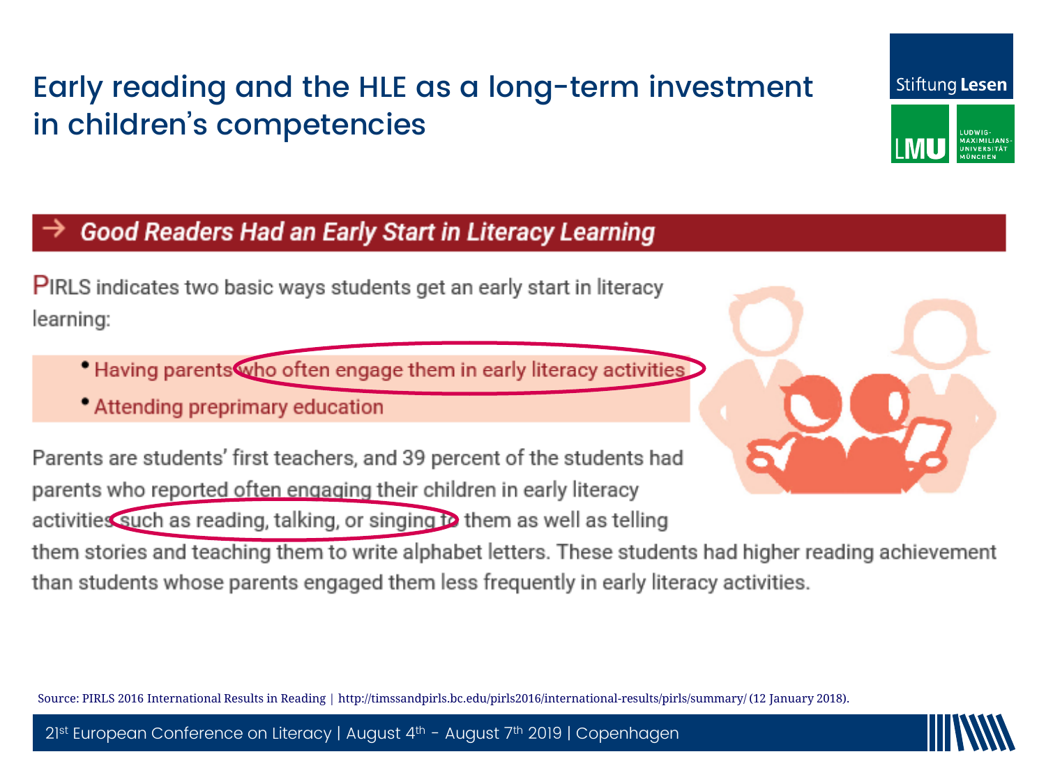# Early reading and the HLE as a long-term investment in children's competencies

## → Good Readers Had an Early Start in Literacy Learning

PIRLS indicates two basic ways students get an early start in literacy learning:

- Having parents who often engage them in early literacy activities
- Attending preprimary education

Parents are students' first teachers, and 39 percent of the students had parents who reported often engaging their children in early literacy activities such as reading, talking, or singing to them as well as telling them stories and teaching them to write alphabet letters. These students had higher reading achievement than students whose parents engaged them less frequently in early literacy activities.

Source: PIRLS 2016 International Results in Reading | http://timssandpirls.bc.edu/pirls2016/international-results/pirls/summary/ (12 January 2018).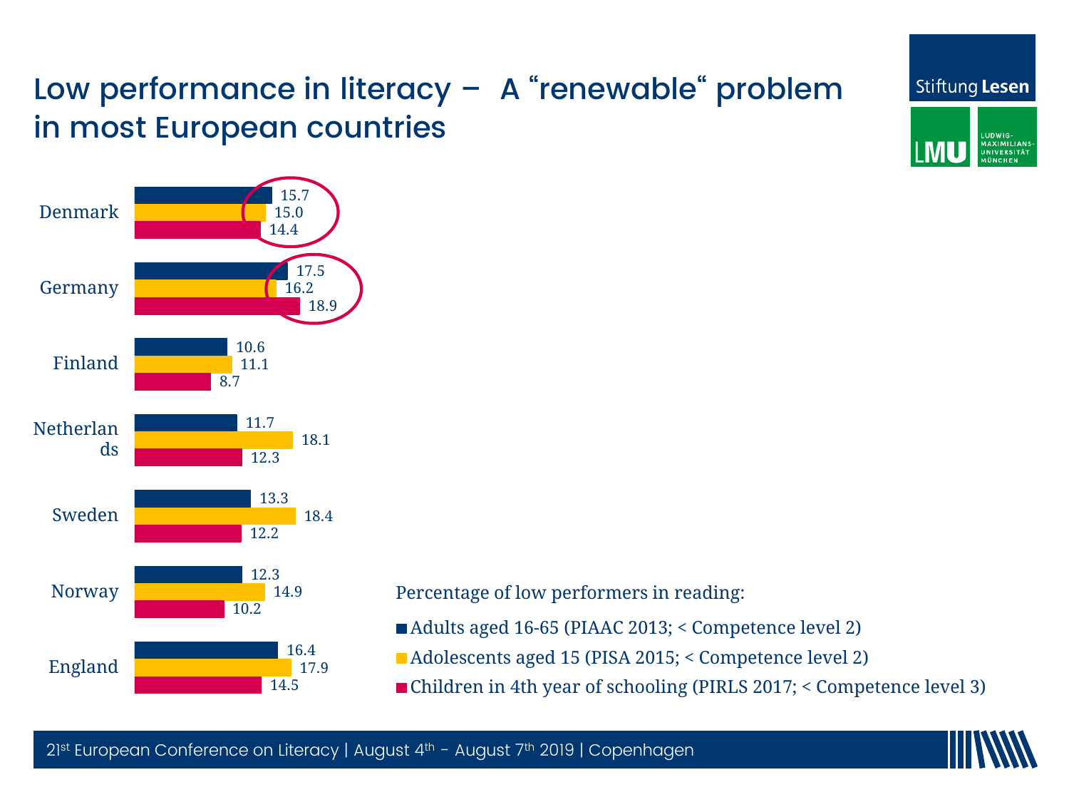# Low performance in literacy – A "renewable" problem in most European countries

Percentage of low performers in reading:

| Country | Adults aged 16-65 (PIAAC 2013; < Competence level 2) | Adolescents aged 15 (PISA 2015; < Competence level 2) | Children in 4th year of schooling (PIRLS 2017; < Competence level 3) |
|---|---|---|---|
| Denmark | 15.7 | 15.0 | 14.4 |
| Germany | 17.5 | 16.2 | 18.9 |
| Finland | 10.6 | 11.1 | 8.7 |
| Netherlands | 11.7 | 18.1 | 12.3 |
| Sweden | 13.3 | 18.4 | 12.2 |
| Norway | 12.3 | 14.9 | 10.2 |
| England | 16.4 | 17.9 | 14.5 |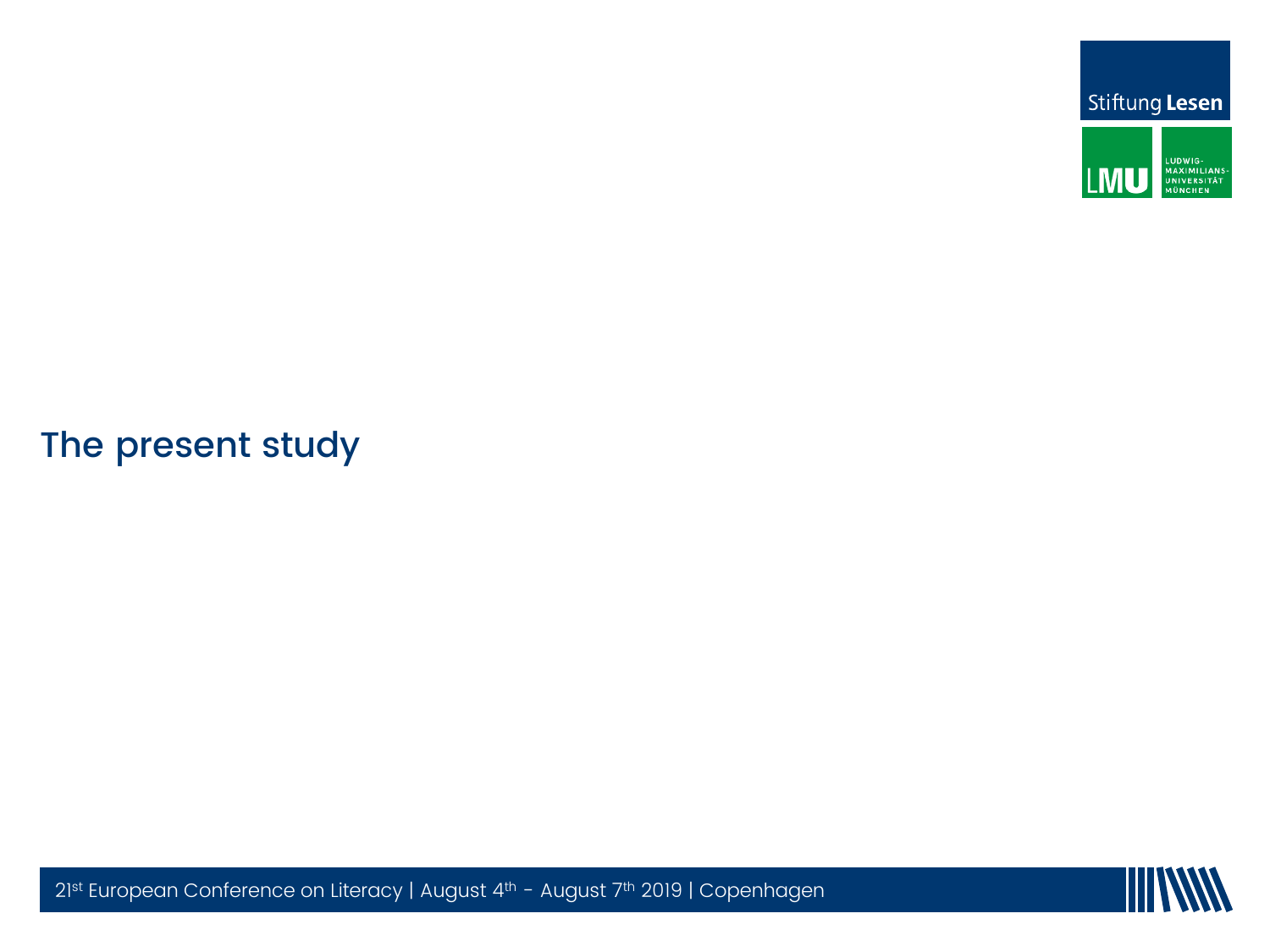# The present study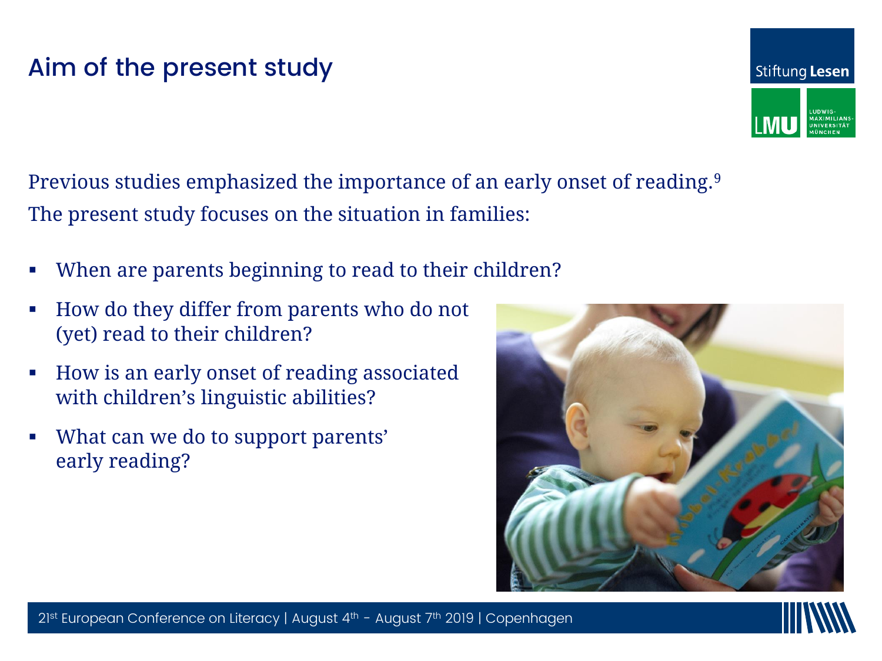# Aim of the present study

Previous studies emphasized the importance of an early onset of reading.[9]

The present study focuses on the situation in families:

- When are parents beginning to read to their children?
- How do they differ from parents who do not (yet) read to their children?
- How is an early onset of reading associated with children's linguistic abilities?
- What can we do to support parents' early reading?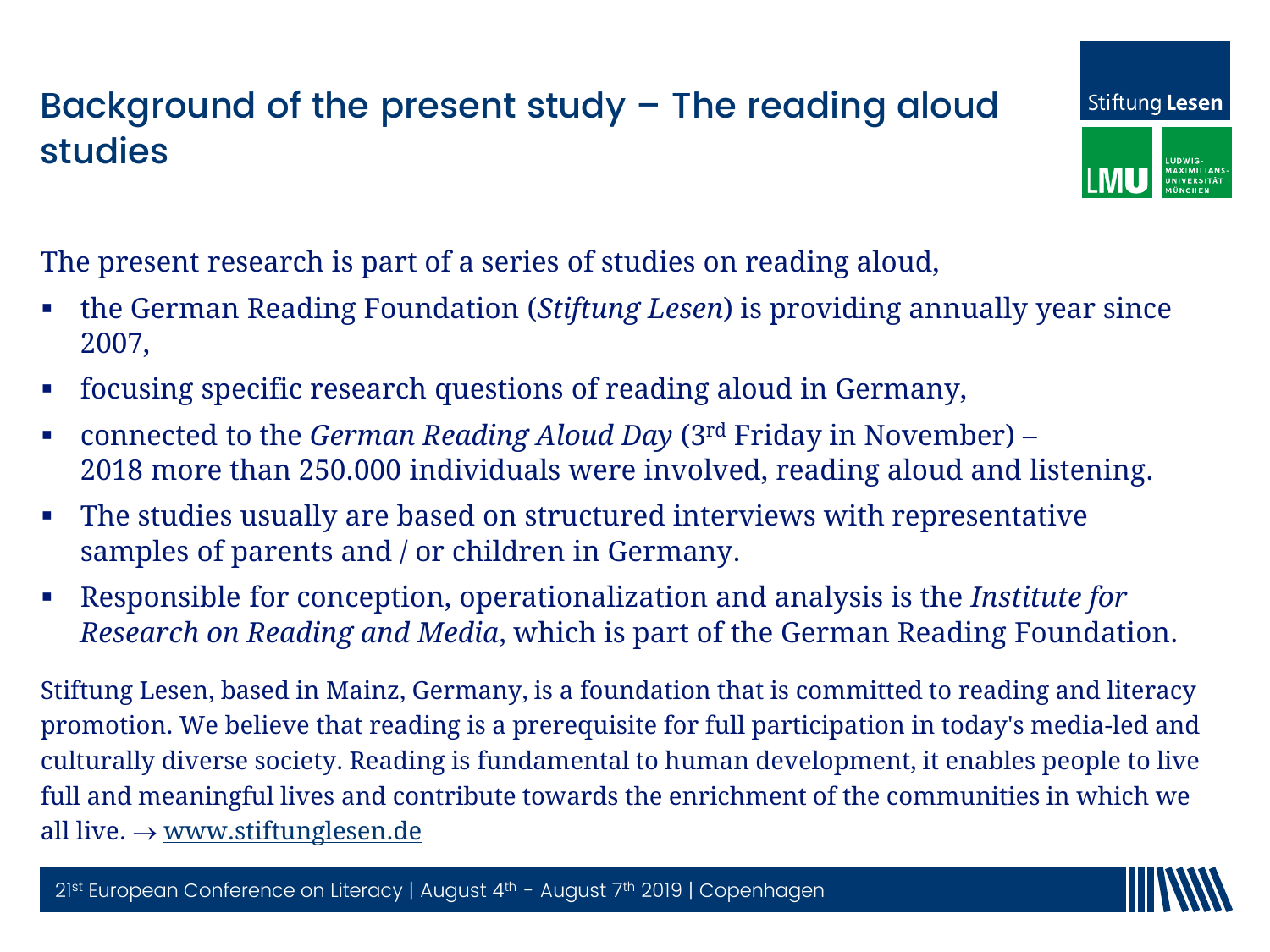# Background of the present study – The reading aloud studies

The present research is part of a series of studies on reading aloud,

- the German Reading Foundation (*Stiftung Lesen*) is providing annually year since 2007,
- focusing specific research questions of reading aloud in Germany,
- connected to the *German Reading Aloud Day* (3rd Friday in November) – 2018 more than 250.000 individuals were involved, reading aloud and listening.
- The studies usually are based on structured interviews with representative samples of parents and / or children in Germany.
- Responsible for conception, operationalization and analysis is the *Institute for Research on Reading and Media*, which is part of the German Reading Foundation.

Stiftung Lesen, based in Mainz, Germany, is a foundation that is committed to reading and literacy promotion. We believe that reading is a prerequisite for full participation in today's media-led and culturally diverse society. Reading is fundamental to human development, it enables people to live full and meaningful lives and contribute towards the enrichment of the communities in which we all live. → www.stiftunglesen.de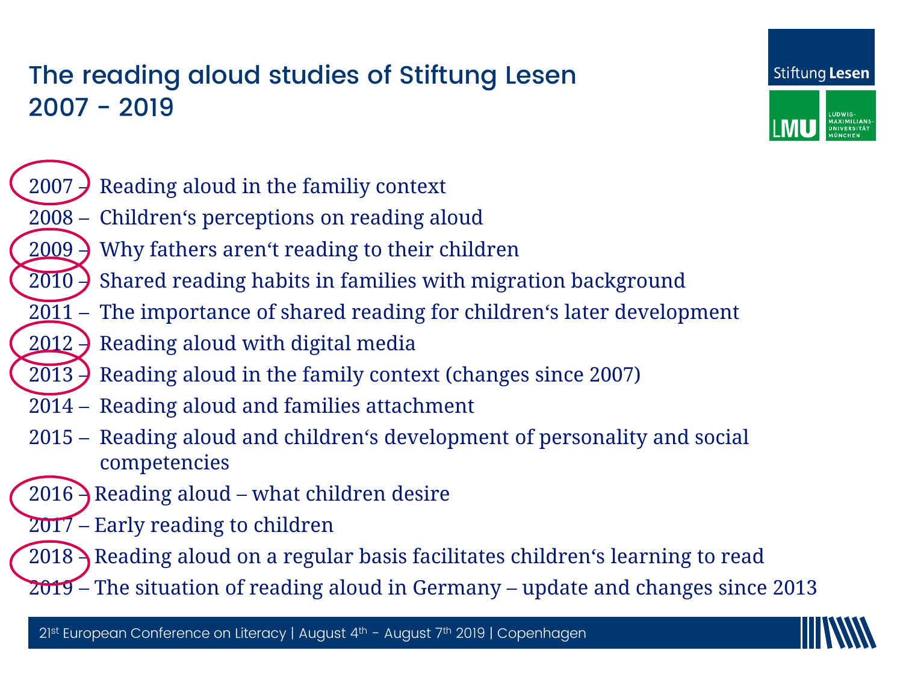# The reading aloud studies of Stiftung Lesen 2007 - 2019

Stiftung Lesen

LMU LUDWIG-MAXIMILIANS-UNIVERSITÄT MÜNCHEN

- 2007 – Reading aloud in the familiy context
- 2008 – Children‘s perceptions on reading aloud
- 2009 – Why fathers aren‘t reading to their children
- 2010 – Shared reading habits in families with migration background
- 2011 – The importance of shared reading for children‘s later development
- 2012 – Reading aloud with digital media
- 2013 – Reading aloud in the family context (changes since 2007)
- 2014 – Reading aloud and families attachment
- 2015 – Reading aloud and children‘s development of personality and social competencies
- 2016 – Reading aloud – what children desire
- 2017 – Early reading to children
- 2018 – Reading aloud on a regular basis facilitates children‘s learning to read
- 2019 – The situation of reading aloud in Germany – update and changes since 2013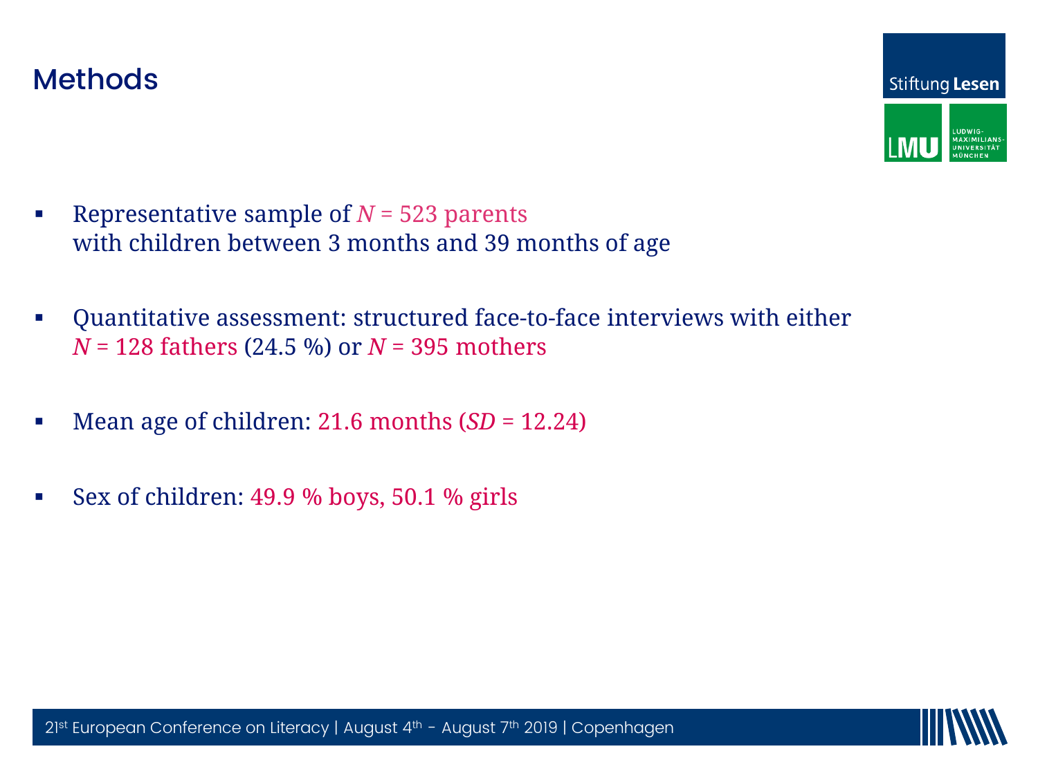# Methods

- Representative sample of $N = 523$ parents with children between 3 months and 39 months of age
- Quantitative assessment: structured face-to-face interviews with either $N = 128$ fathers (24.5 %) or $N = 395$ mothers
- Mean age of children: 21.6 months ($SD = 12.24$)
- Sex of children: 49.9 % boys, 50.1 % girls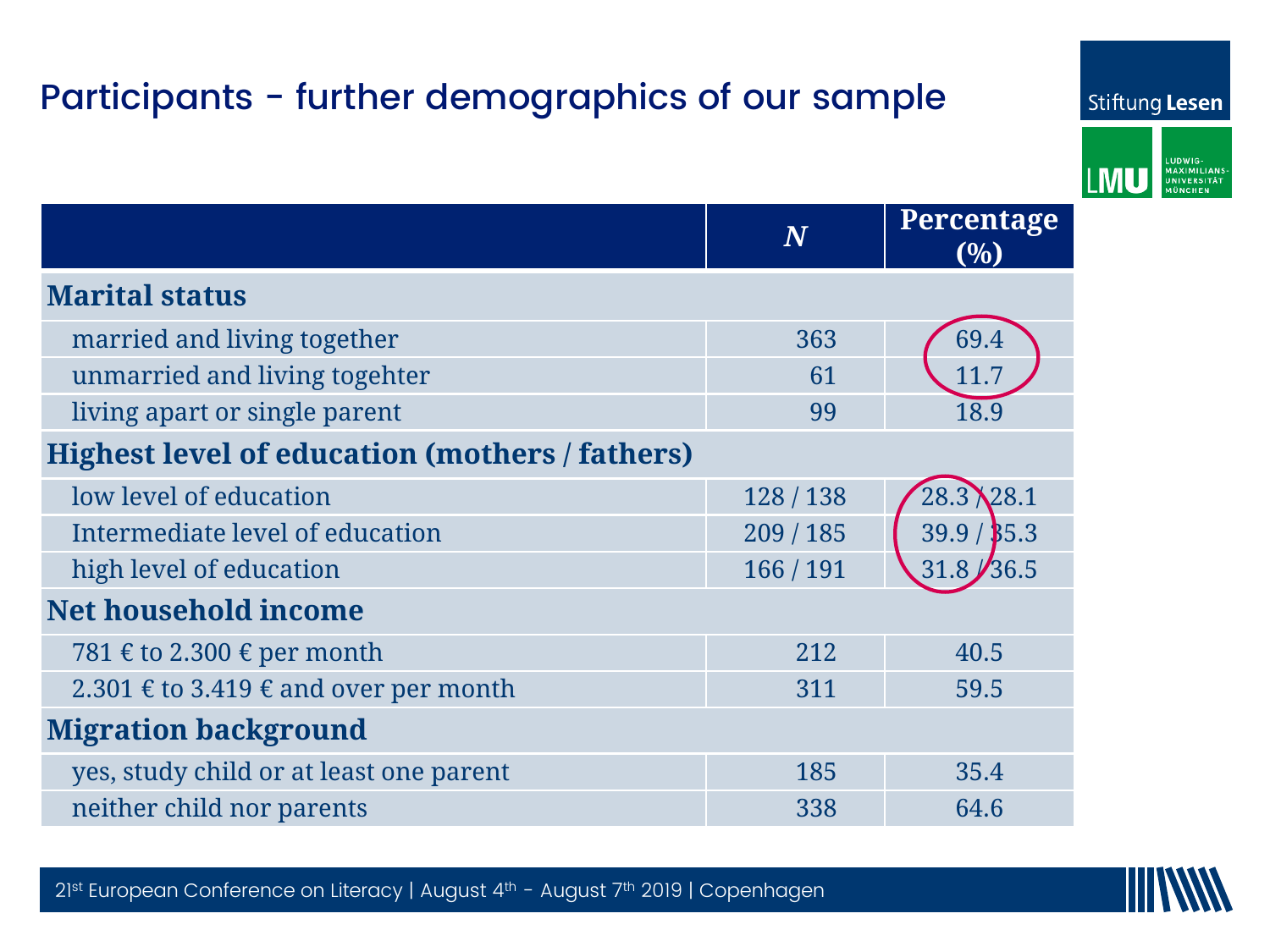# Participants - further demographics of our sample

| | *N* | Percentage (%) |
|---|---|---|
| **Marital status** | | |
| married and living together | 363 | 69.4 |
| unmarried and living togehter | 61 | 11.7 |
| living apart or single parent | 99 | 18.9 |
| **Highest level of education (mothers / fathers)** | | |
| low level of education | 128 / 138 | 28.3 / 28.1 |
| Intermediate level of education | 209 / 185 | 39.9 / 35.3 |
| high level of education | 166 / 191 | 31.8 / 36.5 |
| **Net household income** | | |
| 781 € to 2.300 € per month | 212 | 40.5 |
| 2.301 € to 3.419 € and over per month | 311 | 59.5 |
| **Migration background** | | |
| yes, study child or at least one parent | 185 | 35.4 |
| neither child nor parents | 338 | 64.6 |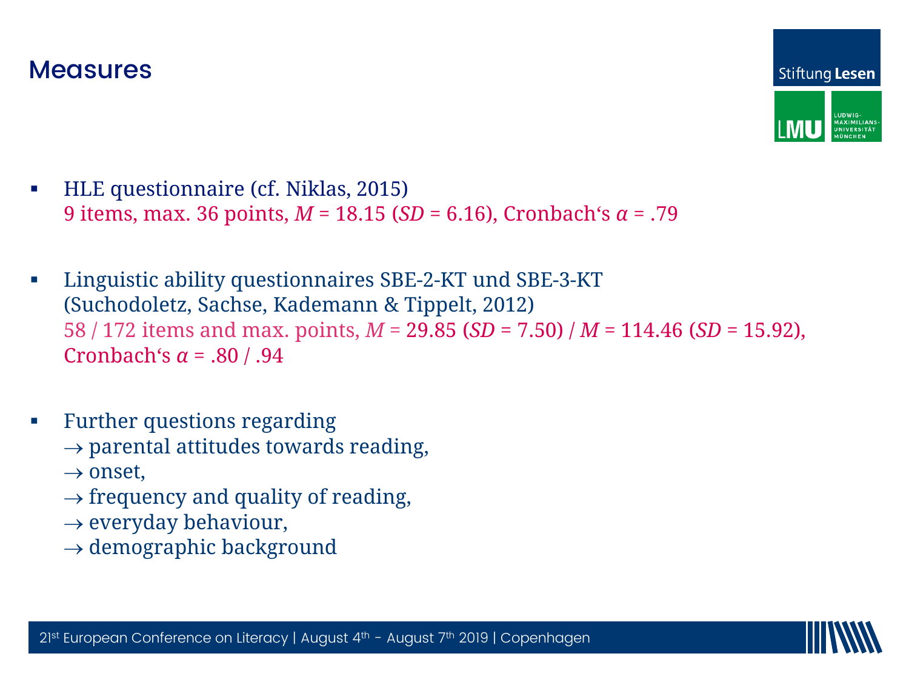# Measures

- HLE questionnaire (cf. Niklas, 2015)
  9 items, max. 36 points, $M$ = 18.15 ($SD$ = 6.16), Cronbach‘s $\alpha$ = .79

- Linguistic ability questionnaires SBE-2-KT und SBE-3-KT (Suchodoletz, Sachse, Kademann & Tippelt, 2012)
  58 / 172 items and max. points, $M$ = 29.85 ($SD$ = 7.50) / $M$ = 114.46 ($SD$ = 15.92), Cronbach‘s $\alpha$ = .80 / .94

- Further questions regarding
  → parental attitudes towards reading,
  → onset,
  → frequency and quality of reading,
  → everyday behaviour,
  → demographic background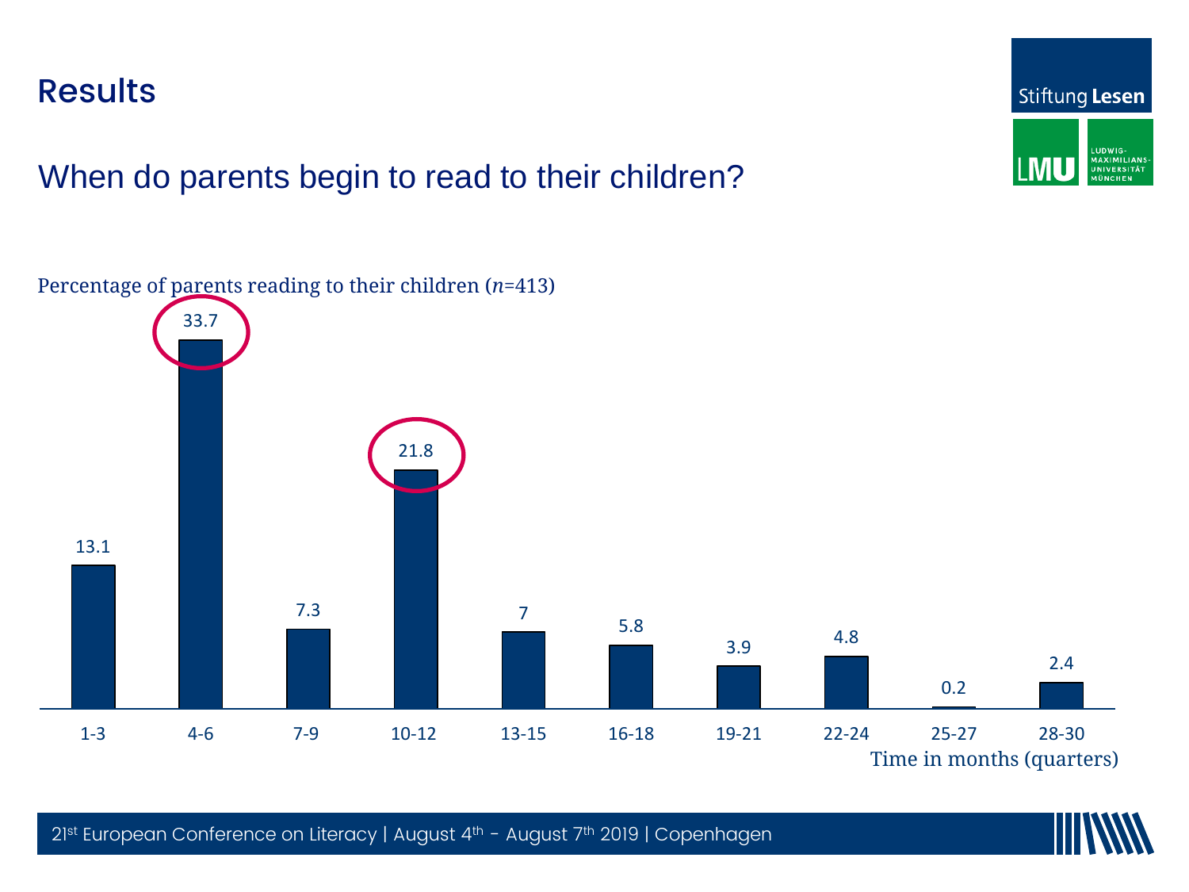## Results

### When do parents begin to read to their children?

Percentage of parents reading to their children ($n$=413)

| Time in months (quarters) | Percentage |
| --- | --- |
| 1-3 | 13.1 |
| 4-6 | 33.7 |
| 7-9 | 7.3 |
| 10-12 | 21.8 |
| 13-15 | 7 |
| 16-18 | 5.8 |
| 19-21 | 3.9 |
| 22-24 | 4.8 |
| 25-27 | 0.2 |
| 28-30 | 2.4 |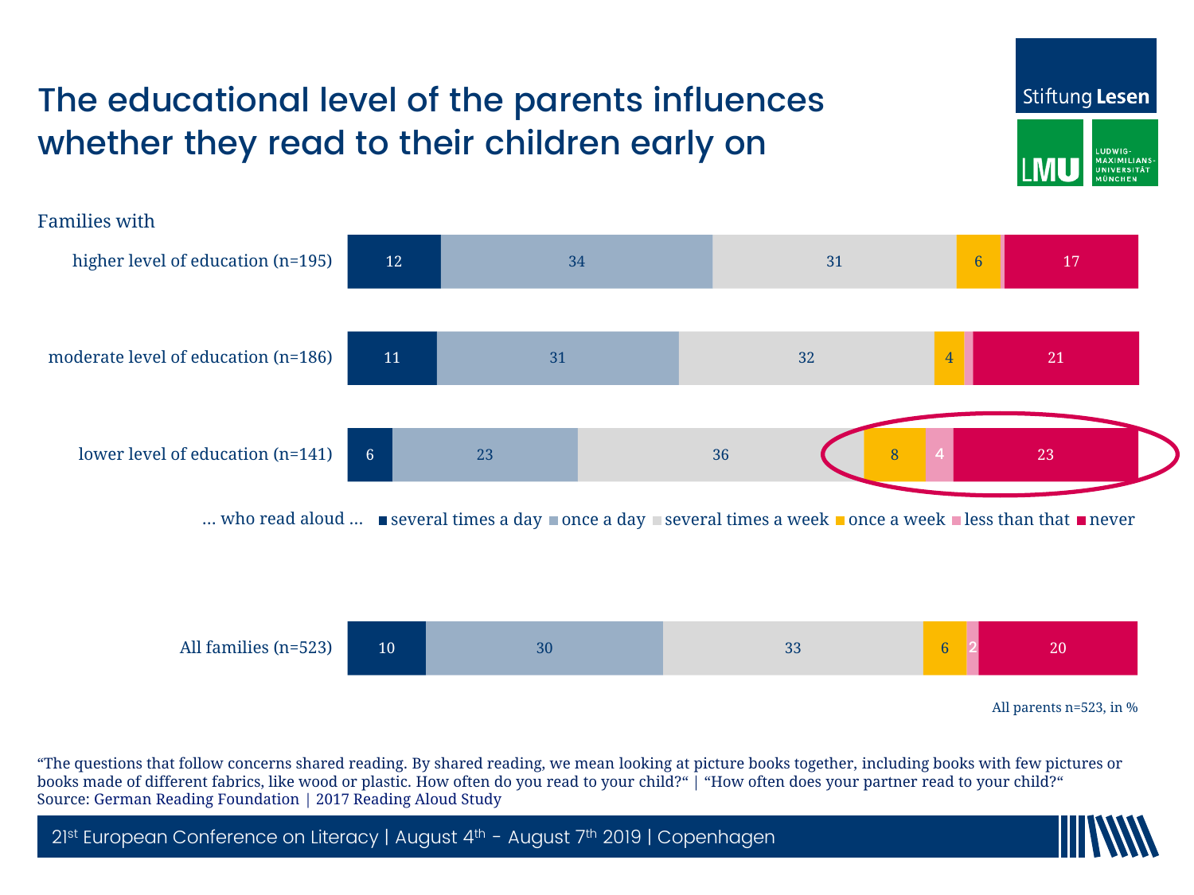# The educational level of the parents influences whether they read to their children early on

Families with

| … who read aloud … | several times a day | once a day | several times a week | once a week | less than that | never |
|---|---|---|---|---|---|---|
| higher level of education (n=195) | 12 | 34 | 31 | 6 | | 17 |
| moderate level of education (n=186) | 11 | 31 | 32 | 4 | | 21 |
| lower level of education (n=141) | 6 | 23 | 36 | 8 | 4 | 23 |
| All families (n=523) | 10 | 30 | 33 | 6 | 2 | 20 |

All parents n=523, in %

"The questions that follow concerns shared reading. By shared reading, we mean looking at picture books together, including books with few pictures or books made of different fabrics, like wood or plastic. How often do you read to your child?" | "How often does your partner read to your child?"
Source: German Reading Foundation | 2017 Reading Aloud Study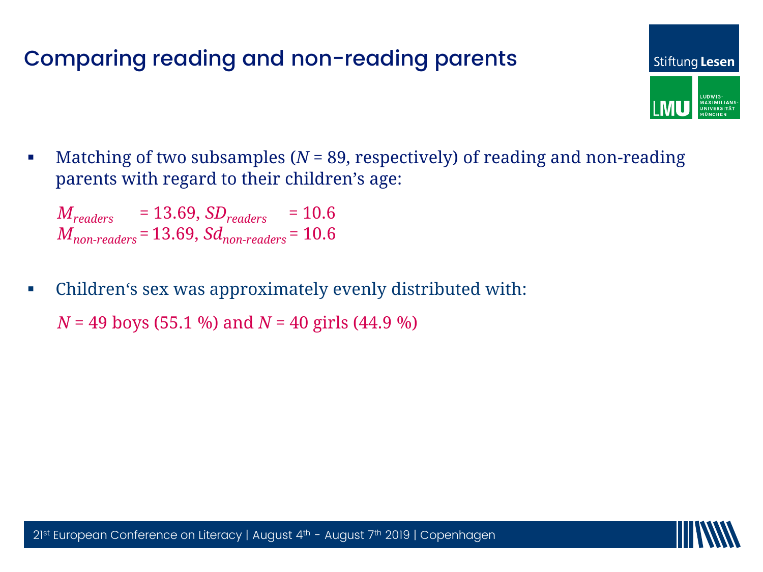# Comparing reading and non-reading parents

- Matching of two subsamples (*N* = 89, respectively) of reading and non-reading parents with regard to their children's age:

  $M_{readers}$ = 13.69, $SD_{readers}$ = 10.6
  $M_{non\text{-}readers}$ = 13.69, $Sd_{non\text{-}readers}$ = 10.6

- Children's sex was approximately evenly distributed with:

  *N* = 49 boys (55.1 %) and *N* = 40 girls (44.9 %)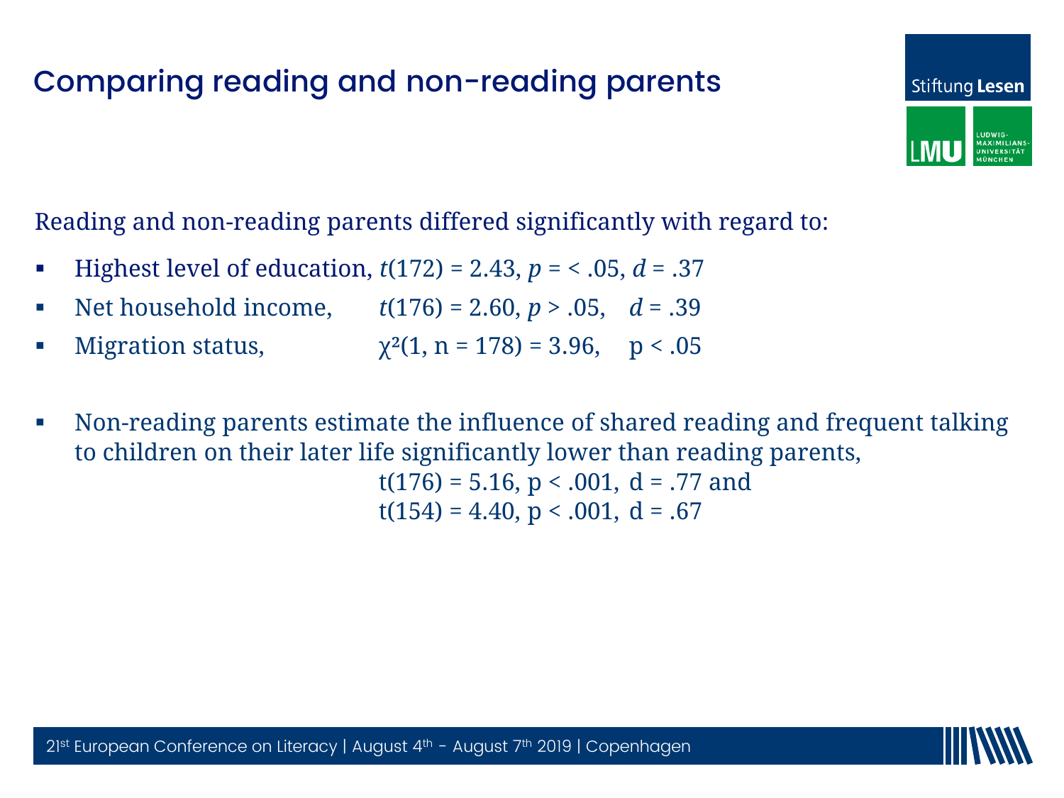# Comparing reading and non-reading parents

Reading and non-reading parents differed significantly with regard to:

- Highest level of education, $t(172) = 2.43$, $p = < .05$, $d = .37$
- Net household income, $t(176) = 2.60$, $p > .05$, $d = .39$
- Migration status, $\chi^2(1, n = 178) = 3.96$, $p < .05$

- Non-reading parents estimate the influence of shared reading and frequent talking to children on their later life significantly lower than reading parents,
  $t(176) = 5.16$, $p < .001$, $d = .77$ and
  $t(154) = 4.40$, $p < .001$, $d = .67$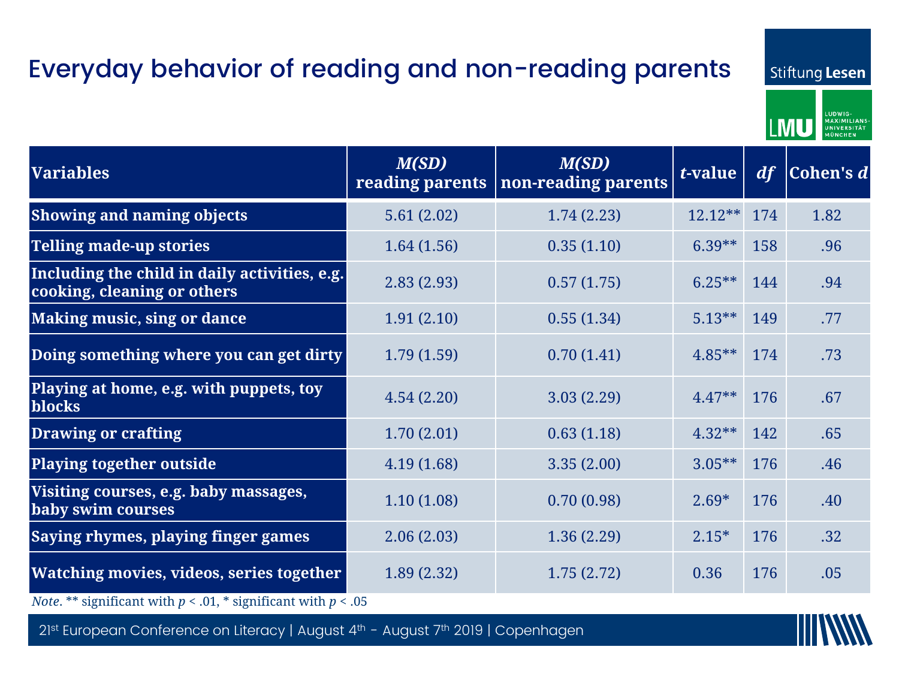# Everyday behavior of reading and non-reading parents

| Variables | *M(SD)* reading parents | *M(SD)* non-reading parents | *t*-value | *df* | Cohen's *d* |
|---|---|---|---|---|---|
| **Showing and naming objects** | 5.61 (2.02) | 1.74 (2.23) | 12.12** | 174 | 1.82 |
| **Telling made-up stories** | 1.64 (1.56) | 0.35 (1.10) | 6.39** | 158 | .96 |
| **Including the child in daily activities, e.g. cooking, cleaning or others** | 2.83 (2.93) | 0.57 (1.75) | 6.25** | 144 | .94 |
| **Making music, sing or dance** | 1.91 (2.10) | 0.55 (1.34) | 5.13** | 149 | .77 |
| **Doing something where you can get dirty** | 1.79 (1.59) | 0.70 (1.41) | 4.85** | 174 | .73 |
| **Playing at home, e.g. with puppets, toy blocks** | 4.54 (2.20) | 3.03 (2.29) | 4.47** | 176 | .67 |
| **Drawing or crafting** | 1.70 (2.01) | 0.63 (1.18) | 4.32** | 142 | .65 |
| **Playing together outside** | 4.19 (1.68) | 3.35 (2.00) | 3.05** | 176 | .46 |
| **Visiting courses, e.g. baby massages, baby swim courses** | 1.10 (1.08) | 0.70 (0.98) | 2.69* | 176 | .40 |
| **Saying rhymes, playing finger games** | 2.06 (2.03) | 1.36 (2.29) | 2.15* | 176 | .32 |
| **Watching movies, videos, series together** | 1.89 (2.32) | 1.75 (2.72) | 0.36 | 176 | .05 |

*Note*. ** significant with $p < .01$, * significant with $p < .05$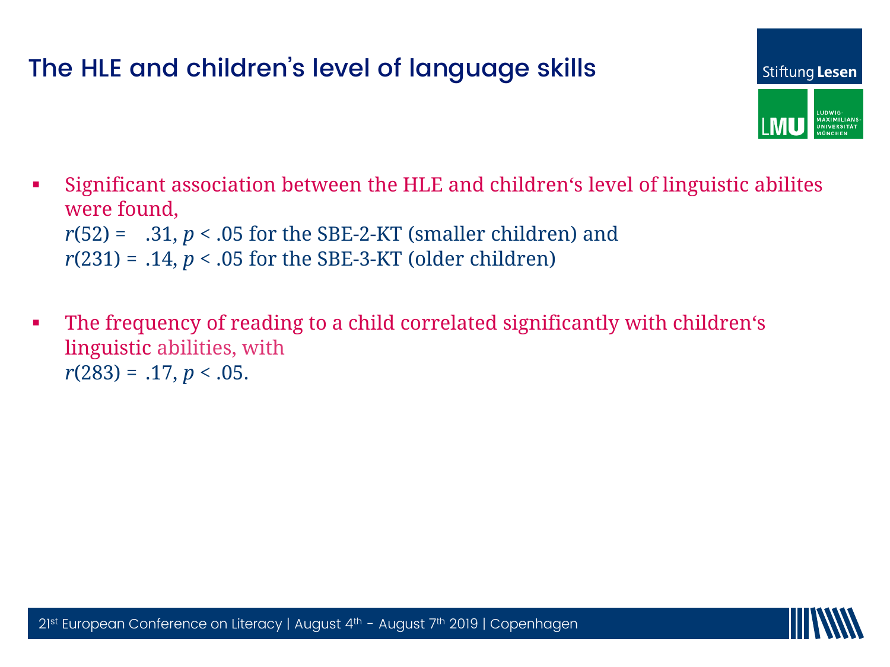# The HLE and children's level of language skills

- Significant association between the HLE and children‘s level of linguistic abilites were found,
  $r(52) = .31$, $p < .05$ for the SBE-2-KT (smaller children) and
  $r(231) = .14$, $p < .05$ for the SBE-3-KT (older children)

- The frequency of reading to a child correlated significantly with children‘s linguistic abilities, with
  $r(283) = .17$, $p < .05$.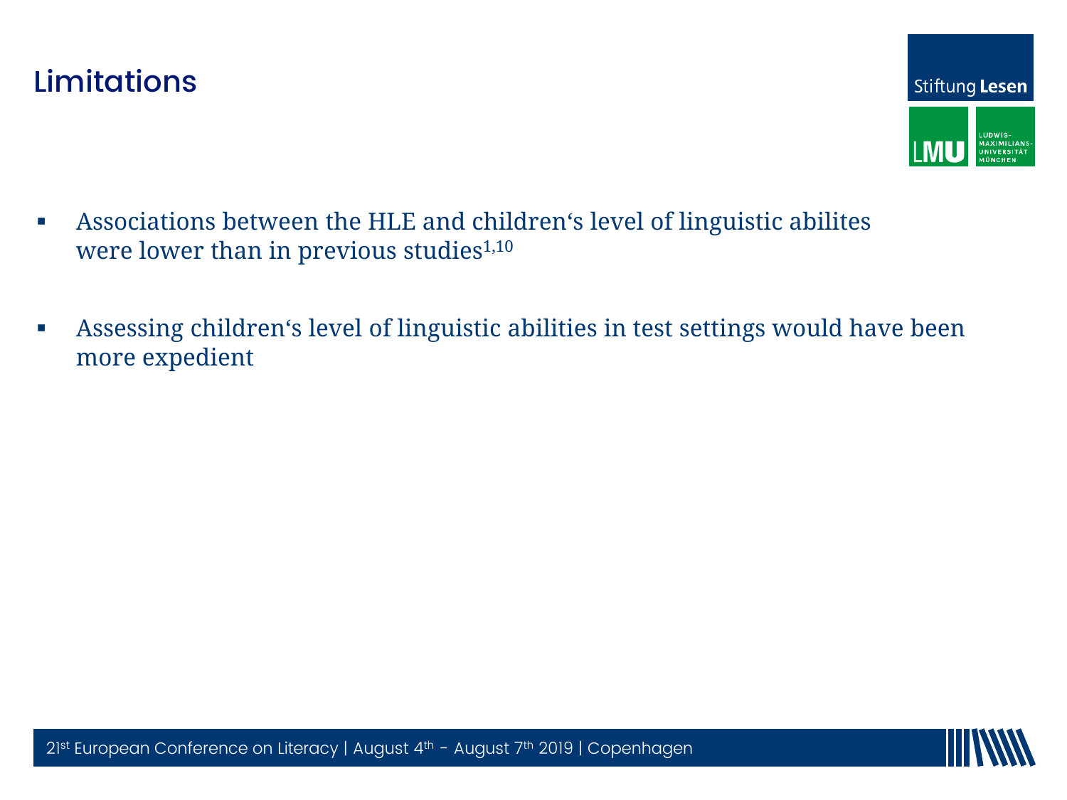# Limitations

- Associations between the HLE and children‘s level of linguistic abilites were lower than in previous studies[1,10]
- Assessing children‘s level of linguistic abilities in test settings would have been more expedient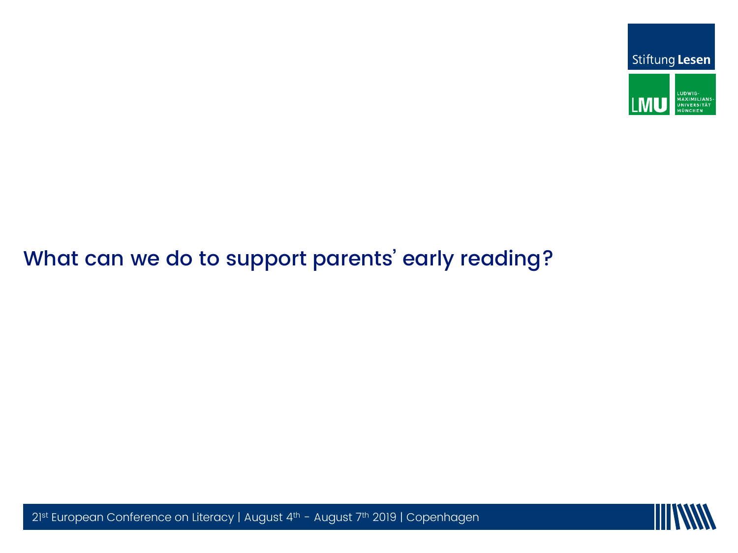## What can we do to support parents' early reading?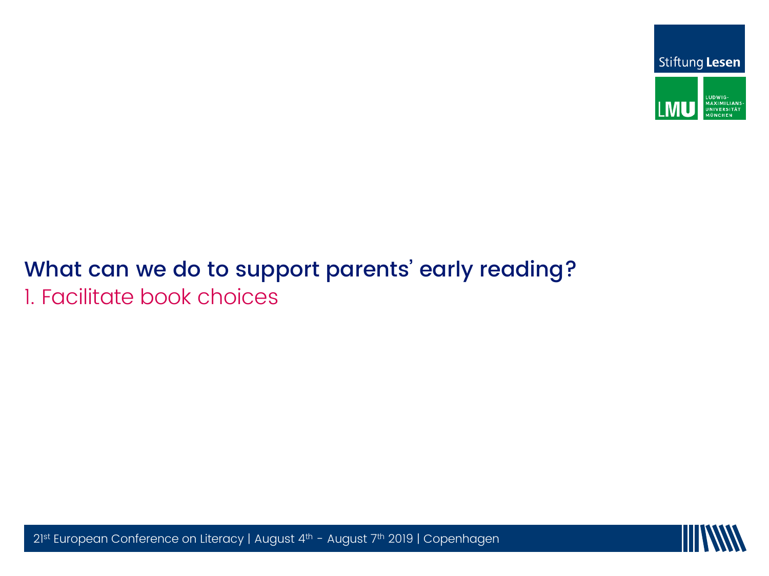## What can we do to support parents' early reading?

1. Facilitate book choices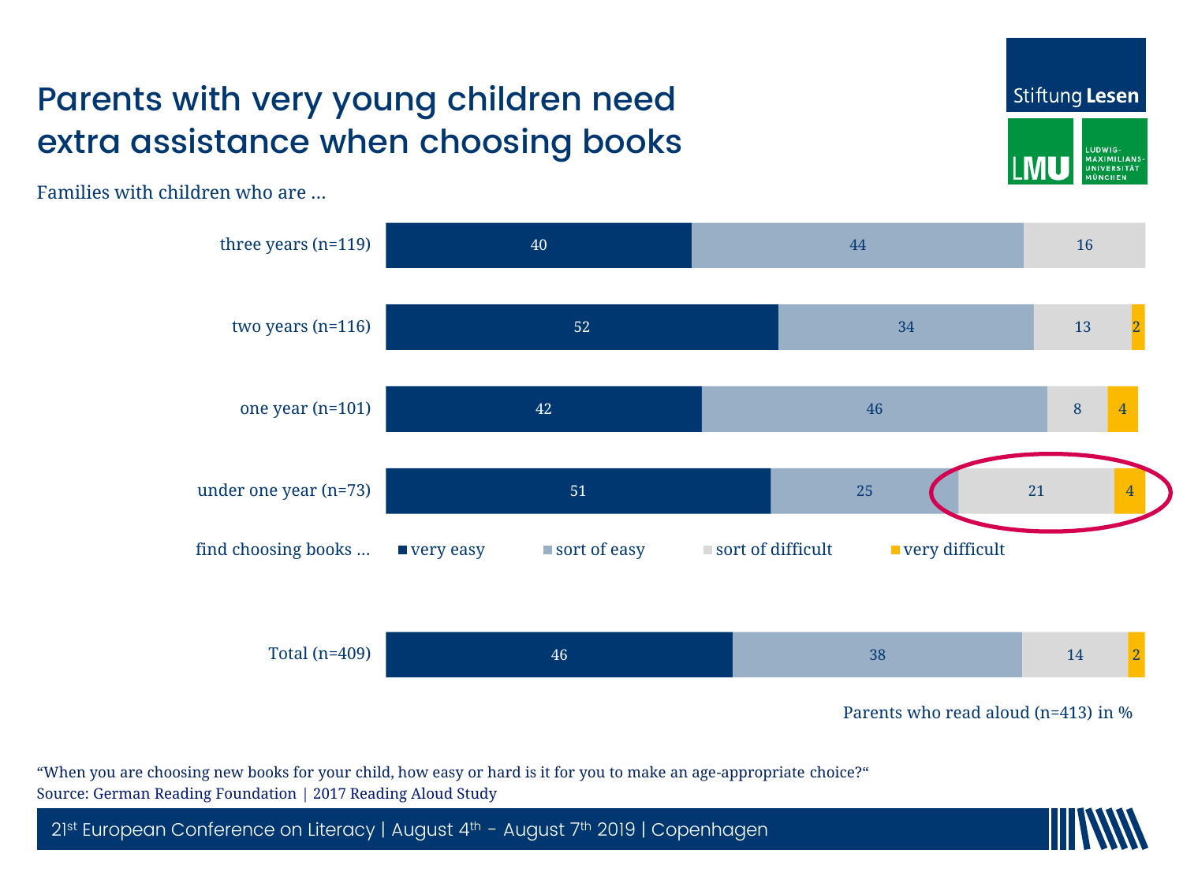# Parents with very young children need extra assistance when choosing books

Families with children who are …

| | very easy | sort of easy | sort of difficult | very difficult |
|---|---|---|---|---|
| three years (n=119) | 40 | 44 | 16 | |
| two years (n=116) | 52 | 34 | 13 | 2 |
| one year (n=101) | 42 | 46 | 8 | 4 |
| under one year (n=73) | 51 | 25 | 21 | 4 |
| Total (n=409) | 46 | 38 | 14 | 2 |

find choosing books … very easy, sort of easy, sort of difficult, very difficult

Parents who read aloud (n=413) in %

"When you are choosing new books for your child, how easy or hard is it for you to make an age-appropriate choice?"

Source: German Reading Foundation | 2017 Reading Aloud Study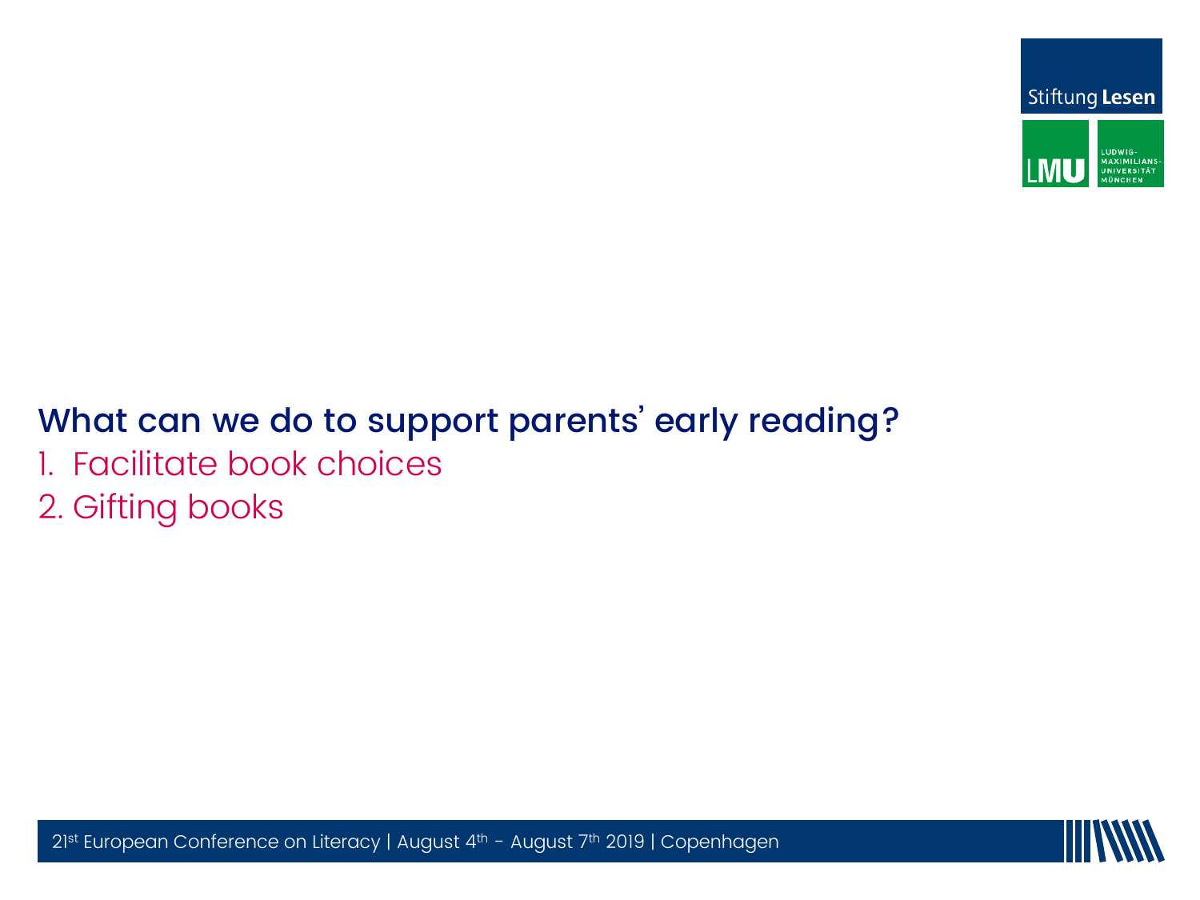## What can we do to support parents' early reading?

1. Facilitate book choices
2. Gifting books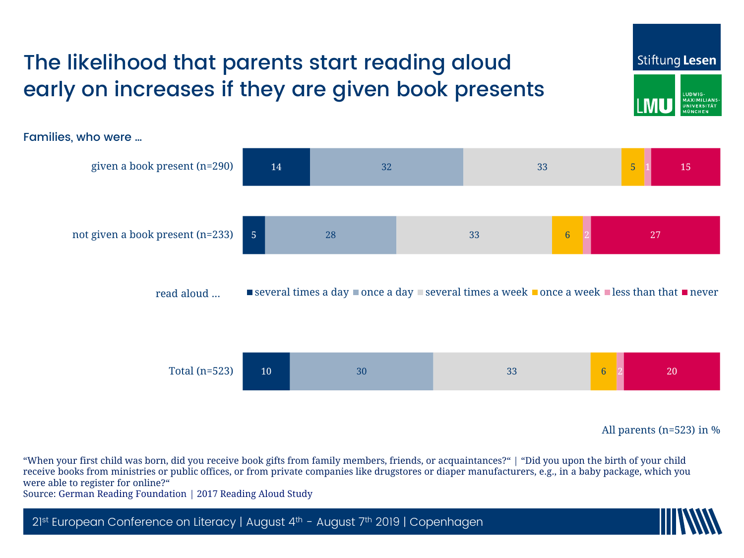# The likelihood that parents start reading aloud early on increases if they are given book presents

Families, who were …

read aloud …

| | several times a day | once a day | several times a week | once a week | less than that | never |
|---|---|---|---|---|---|---|
| given a book present (n=290) | 14 | 32 | 33 | 5 | 1 | 15 |
| not given a book present (n=233) | 5 | 28 | 33 | 6 | 2 | 27 |
| Total (n=523) | 10 | 30 | 33 | 6 | 2 | 20 |

All parents (n=523) in %

“When your first child was born, did you receive book gifts from family members, friends, or acquaintances?“ | “Did you upon the birth of your child receive books from ministries or public offices, or from private companies like drugstores or diaper manufacturers, e.g., in a baby package, which you were able to register for online?“

Source: German Reading Foundation | 2017 Reading Aloud Study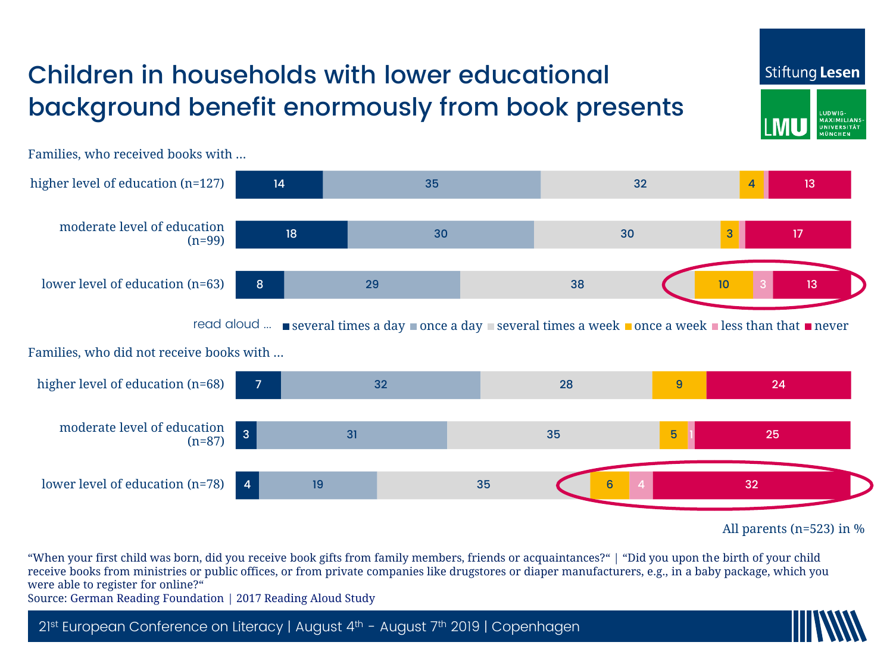# Children in households with lower educational background benefit enormously from book presents

Families, who received books with …

| | several times a day | once a day | several times a week | once a week | less than that | never |
|---|---|---|---|---|---|---|
| higher level of education (n=127) | 14 | 35 | 32 | 4 | | 13 |
| moderate level of education (n=99) | 18 | 30 | 30 | 3 | | 17 |
| lower level of education (n=63) | 8 | 29 | 38 | 10 | 3 | 13 |

read aloud … ■ several times a day ■ once a day ■ several times a week ■ once a week ■ less than that ■ never

Families, who did not receive books with …

| | several times a day | once a day | several times a week | once a week | less than that | never |
|---|---|---|---|---|---|---|
| higher level of education (n=68) | 7 | 32 | 28 | 9 | | 24 |
| moderate level of education (n=87) | 3 | 31 | 35 | 5 | 1 | 25 |
| lower level of education (n=78) | 4 | 19 | 35 | 6 | 4 | 32 |

All parents (n=523) in %

"When your first child was born, did you receive book gifts from family members, friends or acquaintances?" | "Did you upon the birth of your child receive books from ministries or public offices, or from private companies like drugstores or diaper manufacturers, e.g., in a baby package, which you were able to register for online?"

Source: German Reading Foundation | 2017 Reading Aloud Study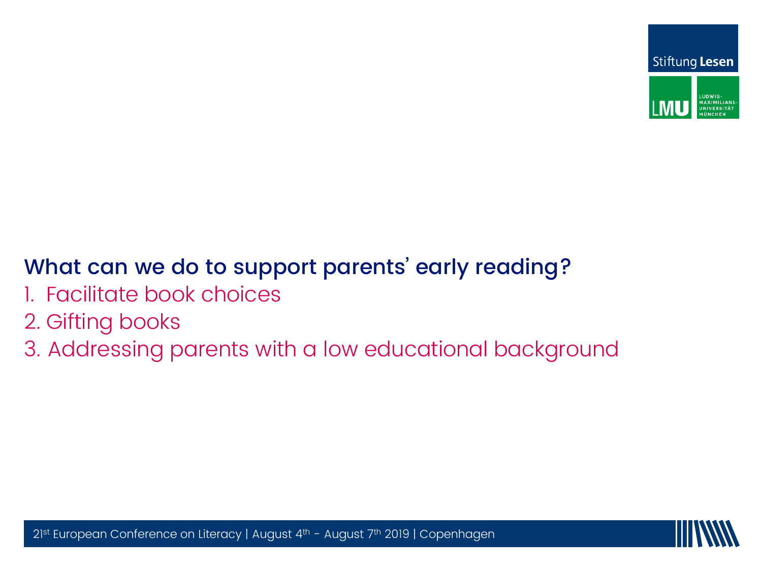## What can we do to support parents' early reading?

1. Facilitate book choices
2. Gifting books
3. Addressing parents with a low educational background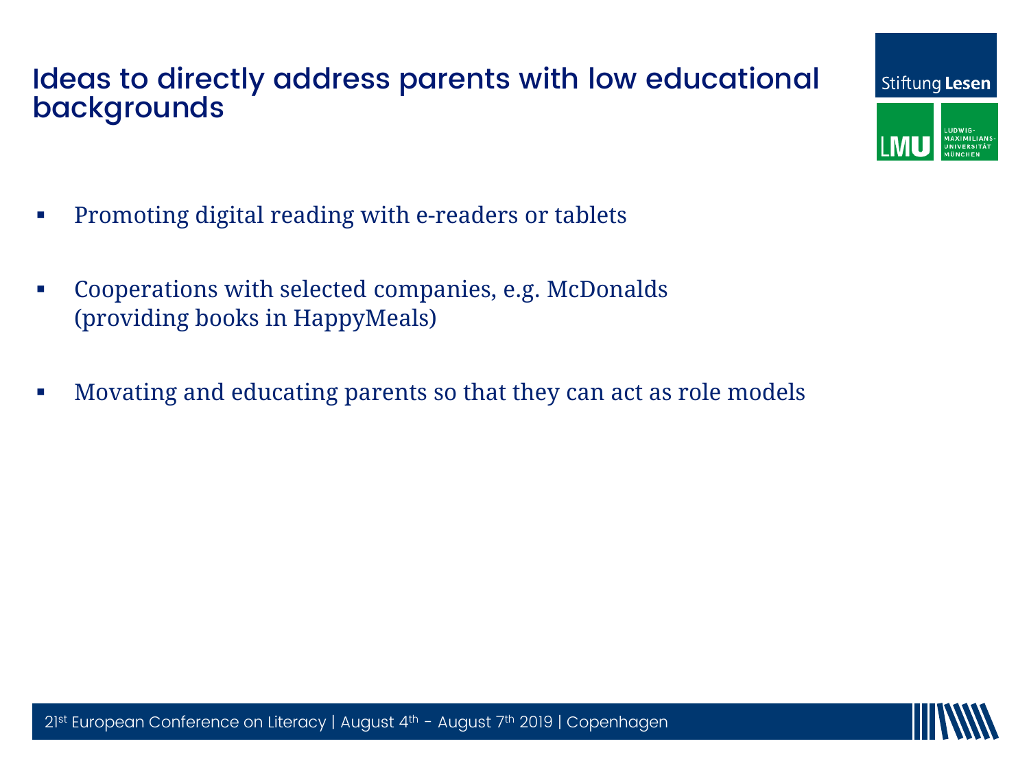# Ideas to directly address parents with low educational backgrounds

- Promoting digital reading with e-readers or tablets
- Cooperations with selected companies, e.g. McDonalds (providing books in HappyMeals)
- Movating and educating parents so that they can act as role models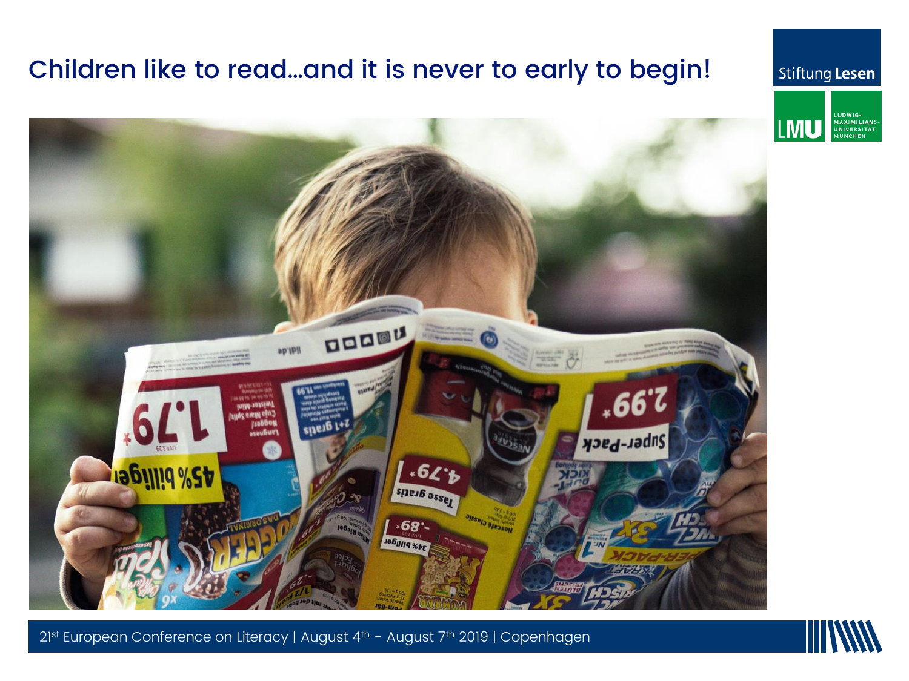# Children like to read…and it is never to early to begin!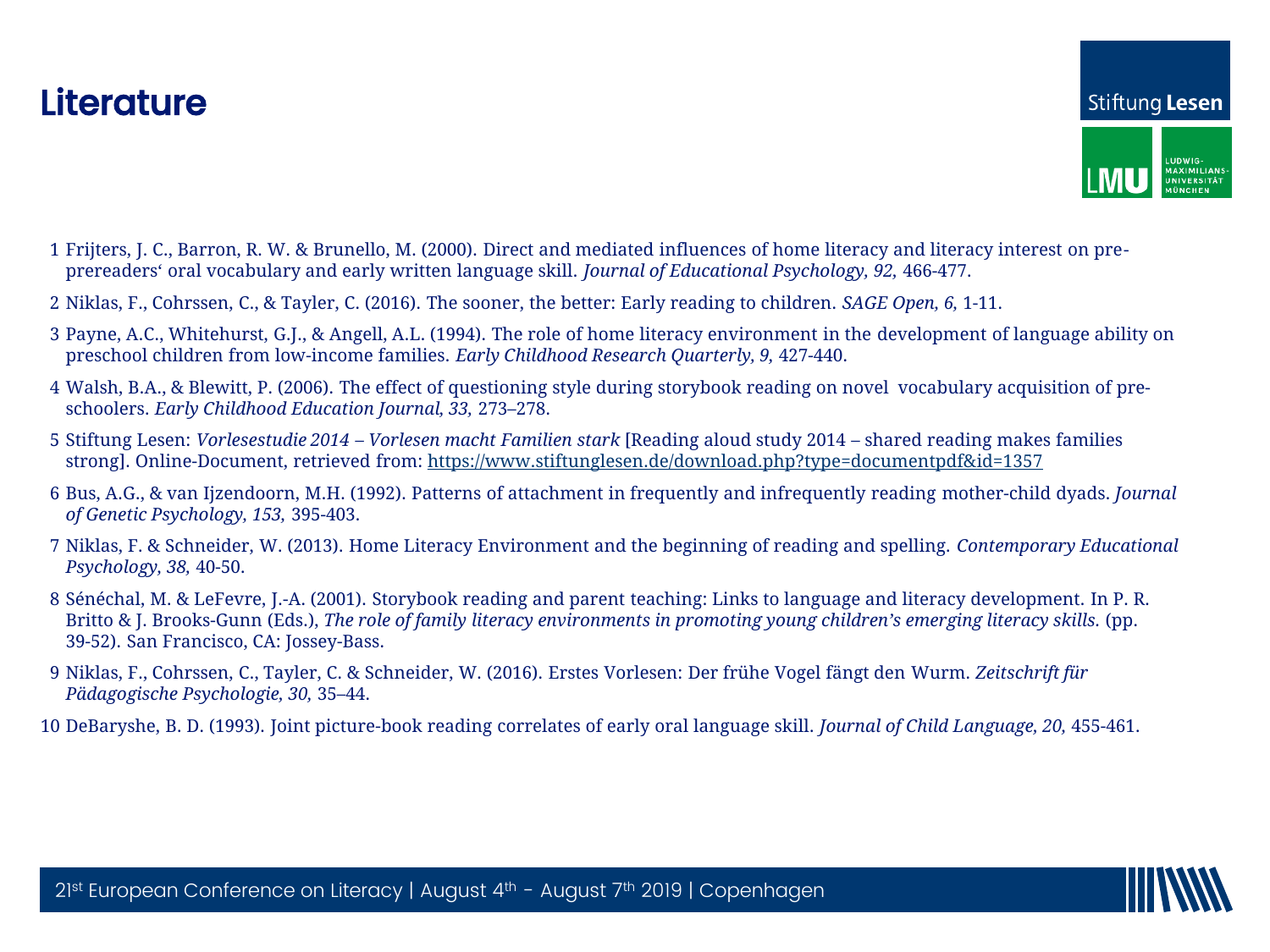# Literature

1 Frijters, J. C., Barron, R. W. & Brunello, M. (2000). Direct and mediated influences of home literacy and literacy interest on pre-prereaders‘ oral vocabulary and early written language skill. *Journal of Educational Psychology, 92,* 466-477.

2 Niklas, F., Cohrssen, C., & Tayler, C. (2016). The sooner, the better: Early reading to children. *SAGE Open, 6,* 1-11.

3 Payne, A.C., Whitehurst, G.J., & Angell, A.L. (1994). The role of home literacy environment in the development of language ability on preschool children from low-income families. *Early Childhood Research Quarterly, 9,* 427-440.

4 Walsh, B.A., & Blewitt, P. (2006). The effect of questioning style during storybook reading on novel vocabulary acquisition of pre-schoolers. *Early Childhood Education Journal, 33,* 273–278.

5 Stiftung Lesen: *Vorlesestudie 2014 – Vorlesen macht Familien stark* [Reading aloud study 2014 – shared reading makes families strong]. Online-Document, retrieved from: https://www.stiftunglesen.de/download.php?type=documentpdf&id=1357

6 Bus, A.G., & van Ijzendoorn, M.H. (1992). Patterns of attachment in frequently and infrequently reading mother-child dyads. *Journal of Genetic Psychology, 153,* 395-403.

7 Niklas, F. & Schneider, W. (2013). Home Literacy Environment and the beginning of reading and spelling. *Contemporary Educational Psychology, 38,* 40-50.

8 Sénéchal, M. & LeFevre, J.-A. (2001). Storybook reading and parent teaching: Links to language and literacy development. In P. R. Britto & J. Brooks-Gunn (Eds.), *The role of family literacy environments in promoting young children's emerging literacy skills.* (pp. 39-52). San Francisco, CA: Jossey-Bass.

9 Niklas, F., Cohrssen, C., Tayler, C. & Schneider, W. (2016). Erstes Vorlesen: Der frühe Vogel fängt den Wurm. *Zeitschrift für Pädagogische Psychologie, 30,* 35–44.

10 DeBaryshe, B. D. (1993). Joint picture-book reading correlates of early oral language skill. *Journal of Child Language, 20,* 455-461.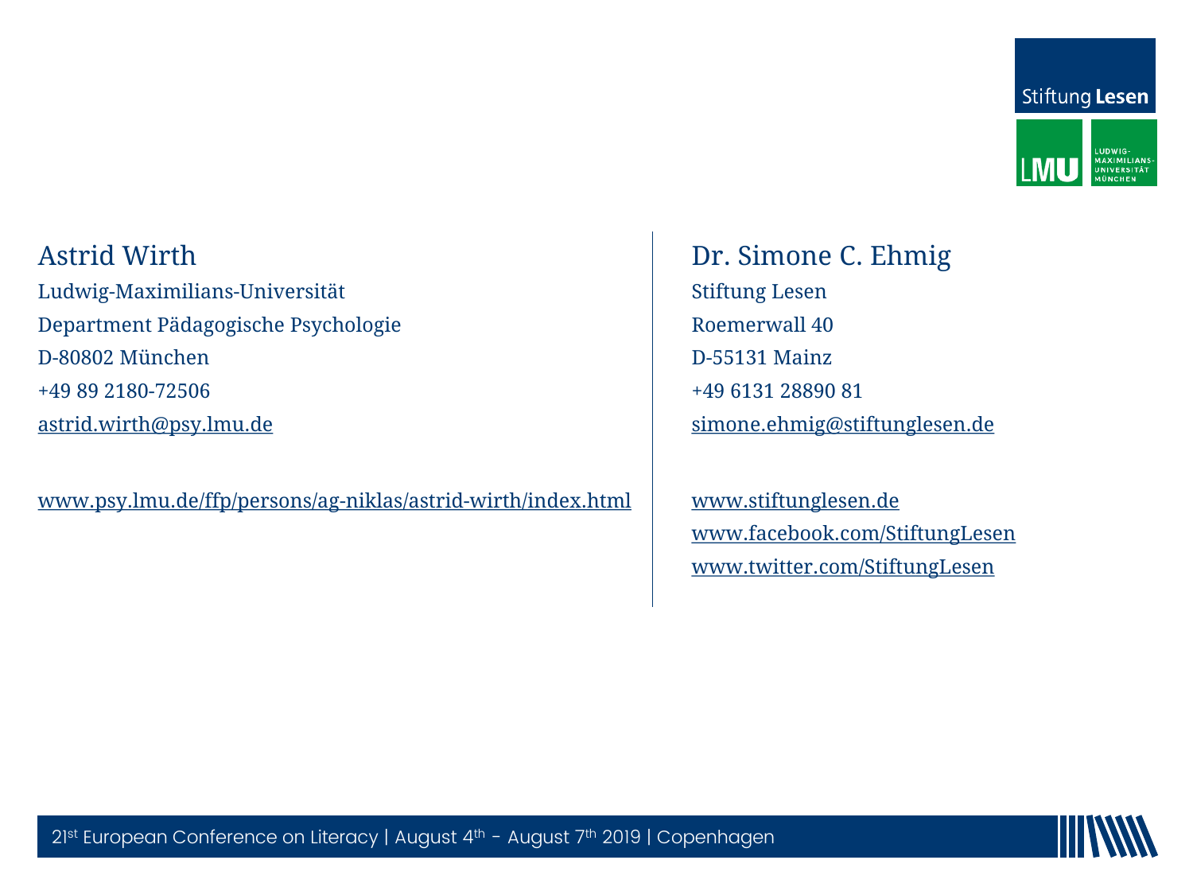## Astrid Wirth

Ludwig-Maximilians-Universität

Department Pädagogische Psychologie

D-80802 München

+49 89 2180-72506

astrid.wirth@psy.lmu.de

www.psy.lmu.de/ffp/persons/ag-niklas/astrid-wirth/index.html

## Dr. Simone C. Ehmig

Stiftung Lesen

Roemerwall 40

D-55131 Mainz

+49 6131 28890 81

simone.ehmig@stiftunglesen.de

www.stiftunglesen.de

www.facebook.com/StiftungLesen

www.twitter.com/StiftungLesen